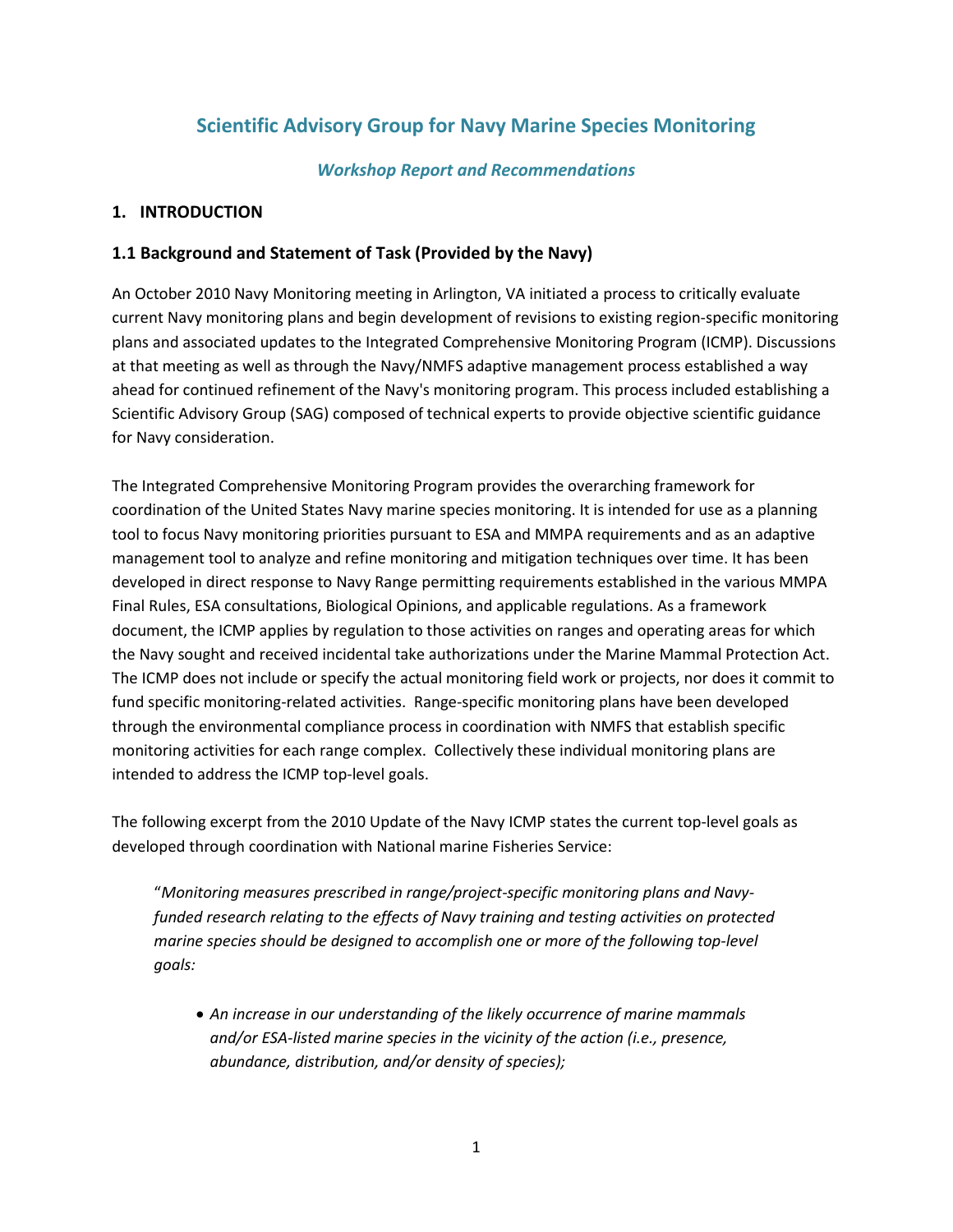# Scientific Advisory Group for Navy Marine Species Monitoring

### *Workshop Report and Recommendations*

## 1. INTRODUCTION

### 1.1 Background and Statement of Task (Provided by the Navy)

An October 2010 Navy Monitoring meeting in Arlington, VA initiated a process to critically evaluate current Navy monitoring plans and begin development of revisions to existing region-specific monitoring plans and associated updates to the Integrated Comprehensive Monitoring Program (ICMP). Discussions at that meeting as well as through the Navy/NMFS adaptive management process established a way ahead for continued refinement of the Navy's monitoring program. This process included establishing a Scientific Advisory Group (SAG) composed of technical experts to provide objective scientific guidance for Navy consideration.

The Integrated Comprehensive Monitoring Program provides the overarching framework for coordination of the United States Navy marine species monitoring. It is intended for use as a planning tool to focus Navy monitoring priorities pursuant to ESA and MMPA requirements and as an adaptive management tool to analyze and refine monitoring and mitigation techniques over time. It has been developed in direct response to Navy Range permitting requirements established in the various MMPA Final Rules, ESA consultations, Biological Opinions, and applicable regulations. As a framework document, the ICMP applies by regulation to those activities on ranges and operating areas for which the Navy sought and received incidental take authorizations under the Marine Mammal Protection Act. The ICMP does not include or specify the actual monitoring field work or projects, nor does it commit to fund specific monitoring-related activities. Range-specific monitoring plans have been developed through the environmental compliance process in coordination with NMFS that establish specific monitoring activities for each range complex. Collectively these individual monitoring plans are intended to address the ICMP top-level goals.

The following excerpt from the 2010 Update of the Navy ICMP states the current top-level goals as developed through coordination with National marine Fisheries Service:

> "*Monitoring measures prescribed in range/project-specific monitoring plans and Navy-funded research relating to the effects of Navy training and testing activities on protected marine species should be designed to accomplish one or more of the following top-level goals:*
>
> - *An increase in our understanding of the likely occurrence of marine mammals and/or ESA-listed marine species in the vicinity of the action (i.e., presence, abundance, distribution, and/or density of species);*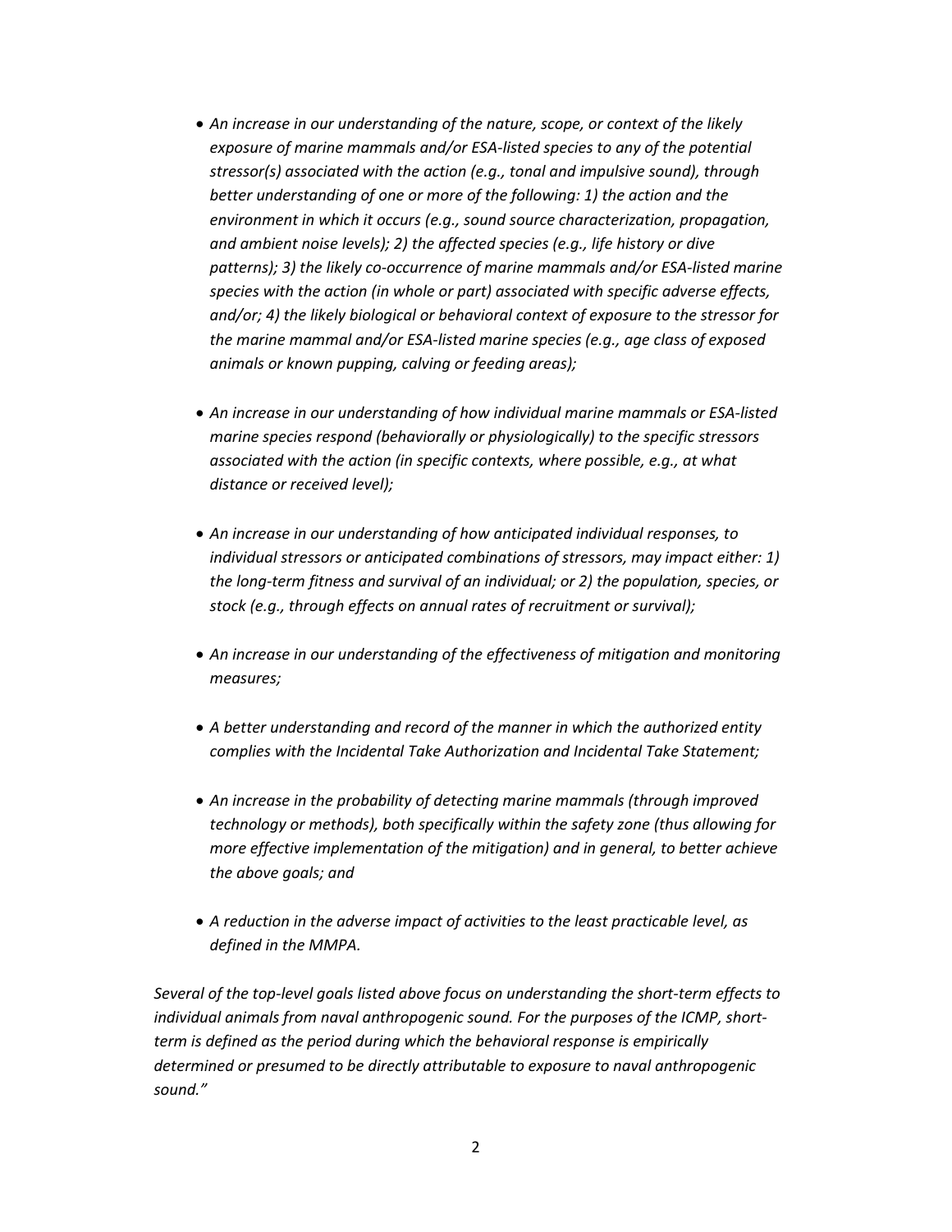- *An increase in our understanding of the nature, scope, or context of the likely exposure of marine mammals and/or ESA-listed species to any of the potential stressor(s) associated with the action (e.g., tonal and impulsive sound), through better understanding of one or more of the following: 1) the action and the environment in which it occurs (e.g., sound source characterization, propagation, and ambient noise levels); 2) the affected species (e.g., life history or dive patterns); 3) the likely co-occurrence of marine mammals and/or ESA-listed marine species with the action (in whole or part) associated with specific adverse effects, and/or; 4) the likely biological or behavioral context of exposure to the stressor for the marine mammal and/or ESA-listed marine species (e.g., age class of exposed animals or known pupping, calving or feeding areas);*

- *An increase in our understanding of how individual marine mammals or ESA-listed marine species respond (behaviorally or physiologically) to the specific stressors associated with the action (in specific contexts, where possible, e.g., at what distance or received level);*

- *An increase in our understanding of how anticipated individual responses, to individual stressors or anticipated combinations of stressors, may impact either: 1) the long-term fitness and survival of an individual; or 2) the population, species, or stock (e.g., through effects on annual rates of recruitment or survival);*

- *An increase in our understanding of the effectiveness of mitigation and monitoring measures;*

- *A better understanding and record of the manner in which the authorized entity complies with the Incidental Take Authorization and Incidental Take Statement;*

- *An increase in the probability of detecting marine mammals (through improved technology or methods), both specifically within the safety zone (thus allowing for more effective implementation of the mitigation) and in general, to better achieve the above goals; and*

- *A reduction in the adverse impact of activities to the least practicable level, as defined in the MMPA.*

*Several of the top-level goals listed above focus on understanding the short-term effects to individual animals from naval anthropogenic sound. For the purposes of the ICMP, short-term is defined as the period during which the behavioral response is empirically determined or presumed to be directly attributable to exposure to naval anthropogenic sound."*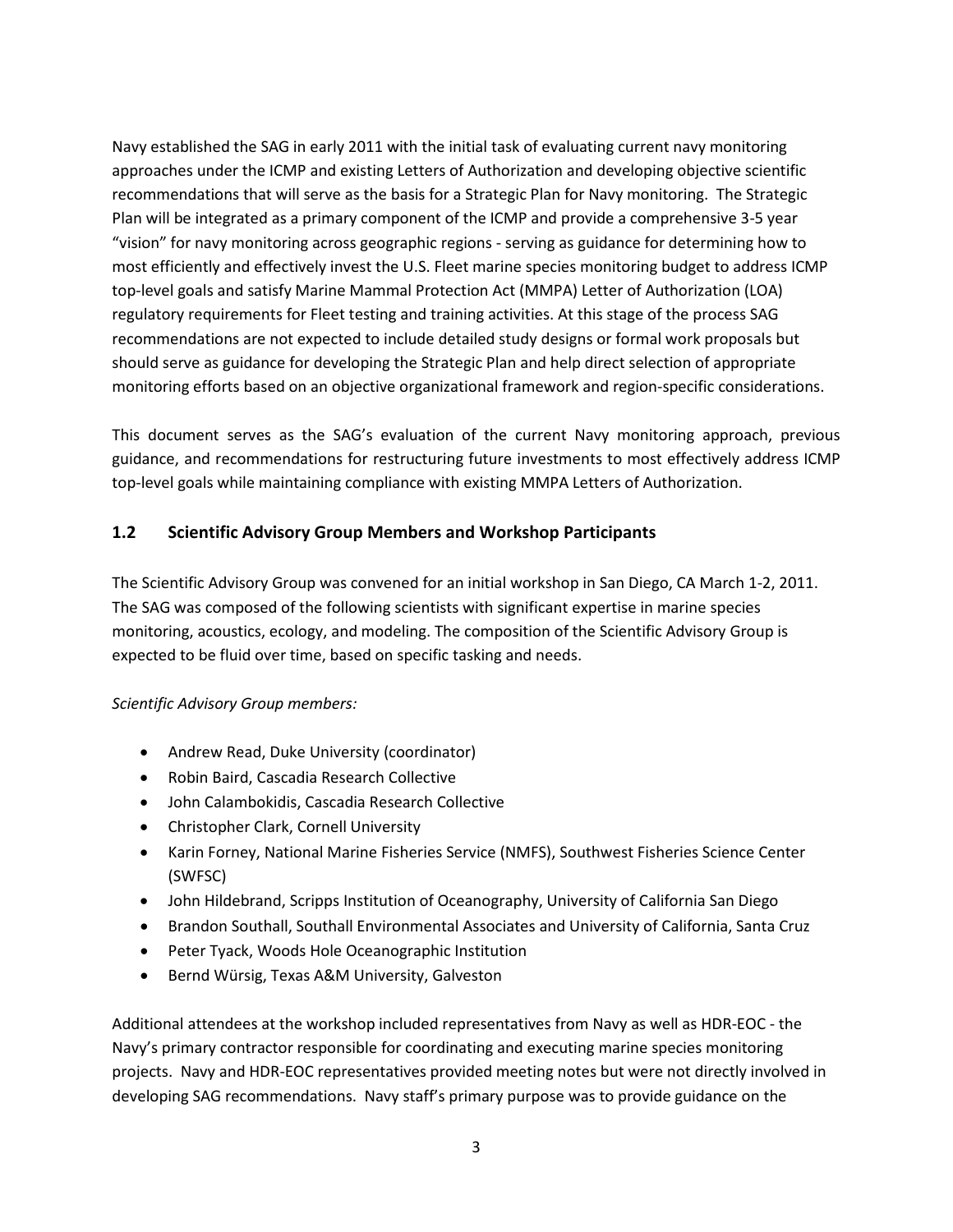Navy established the SAG in early 2011 with the initial task of evaluating current navy monitoring approaches under the ICMP and existing Letters of Authorization and developing objective scientific recommendations that will serve as the basis for a Strategic Plan for Navy monitoring. The Strategic Plan will be integrated as a primary component of the ICMP and provide a comprehensive 3-5 year "vision" for navy monitoring across geographic regions - serving as guidance for determining how to most efficiently and effectively invest the U.S. Fleet marine species monitoring budget to address ICMP top-level goals and satisfy Marine Mammal Protection Act (MMPA) Letter of Authorization (LOA) regulatory requirements for Fleet testing and training activities. At this stage of the process SAG recommendations are not expected to include detailed study designs or formal work proposals but should serve as guidance for developing the Strategic Plan and help direct selection of appropriate monitoring efforts based on an objective organizational framework and region-specific considerations.

This document serves as the SAG's evaluation of the current Navy monitoring approach, previous guidance, and recommendations for restructuring future investments to most effectively address ICMP top-level goals while maintaining compliance with existing MMPA Letters of Authorization.

## 1.2 Scientific Advisory Group Members and Workshop Participants

The Scientific Advisory Group was convened for an initial workshop in San Diego, CA March 1-2, 2011. The SAG was composed of the following scientists with significant expertise in marine species monitoring, acoustics, ecology, and modeling. The composition of the Scientific Advisory Group is expected to be fluid over time, based on specific tasking and needs.

*Scientific Advisory Group members:*

- Andrew Read, Duke University (coordinator)
- Robin Baird, Cascadia Research Collective
- John Calambokidis, Cascadia Research Collective
- Christopher Clark, Cornell University
- Karin Forney, National Marine Fisheries Service (NMFS), Southwest Fisheries Science Center (SWFSC)
- John Hildebrand, Scripps Institution of Oceanography, University of California San Diego
- Brandon Southall, Southall Environmental Associates and University of California, Santa Cruz
- Peter Tyack, Woods Hole Oceanographic Institution
- Bernd Würsig, Texas A&M University, Galveston

Additional attendees at the workshop included representatives from Navy as well as HDR-EOC - the Navy's primary contractor responsible for coordinating and executing marine species monitoring projects. Navy and HDR-EOC representatives provided meeting notes but were not directly involved in developing SAG recommendations. Navy staff's primary purpose was to provide guidance on the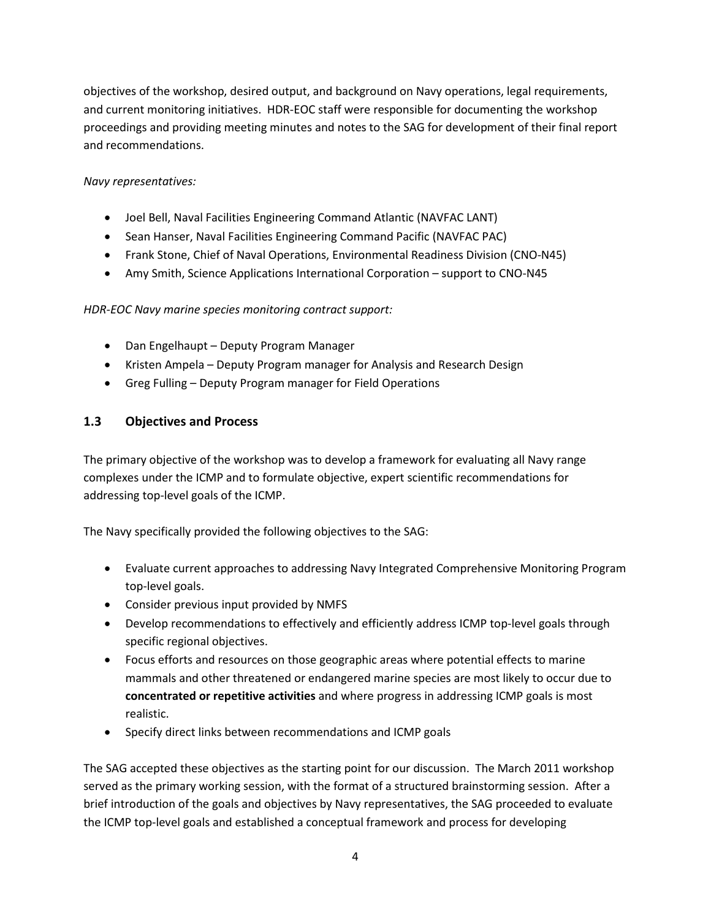objectives of the workshop, desired output, and background on Navy operations, legal requirements, and current monitoring initiatives. HDR-EOC staff were responsible for documenting the workshop proceedings and providing meeting minutes and notes to the SAG for development of their final report and recommendations.

*Navy representatives:*

- Joel Bell, Naval Facilities Engineering Command Atlantic (NAVFAC LANT)
- Sean Hanser, Naval Facilities Engineering Command Pacific (NAVFAC PAC)
- Frank Stone, Chief of Naval Operations, Environmental Readiness Division (CNO-N45)
- Amy Smith, Science Applications International Corporation – support to CNO-N45

*HDR-EOC Navy marine species monitoring contract support:*

- Dan Engelhaupt – Deputy Program Manager
- Kristen Ampela – Deputy Program manager for Analysis and Research Design
- Greg Fulling – Deputy Program manager for Field Operations

## 1.3 Objectives and Process

The primary objective of the workshop was to develop a framework for evaluating all Navy range complexes under the ICMP and to formulate objective, expert scientific recommendations for addressing top-level goals of the ICMP.

The Navy specifically provided the following objectives to the SAG:

- Evaluate current approaches to addressing Navy Integrated Comprehensive Monitoring Program top-level goals.
- Consider previous input provided by NMFS
- Develop recommendations to effectively and efficiently address ICMP top-level goals through specific regional objectives.
- Focus efforts and resources on those geographic areas where potential effects to marine mammals and other threatened or endangered marine species are most likely to occur due to **concentrated or repetitive activities** and where progress in addressing ICMP goals is most realistic.
- Specify direct links between recommendations and ICMP goals

The SAG accepted these objectives as the starting point for our discussion. The March 2011 workshop served as the primary working session, with the format of a structured brainstorming session. After a brief introduction of the goals and objectives by Navy representatives, the SAG proceeded to evaluate the ICMP top-level goals and established a conceptual framework and process for developing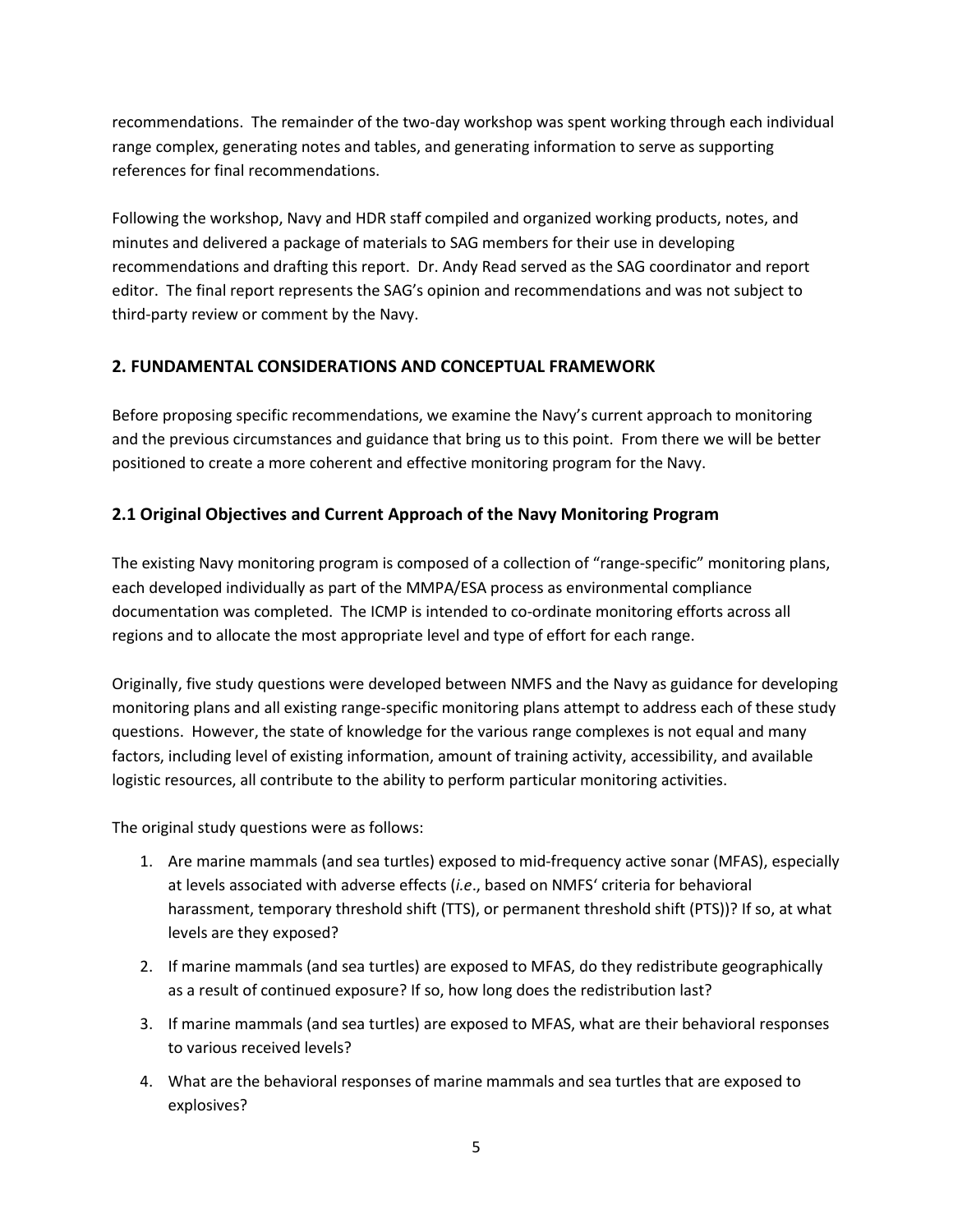recommendations. The remainder of the two-day workshop was spent working through each individual range complex, generating notes and tables, and generating information to serve as supporting references for final recommendations.

Following the workshop, Navy and HDR staff compiled and organized working products, notes, and minutes and delivered a package of materials to SAG members for their use in developing recommendations and drafting this report. Dr. Andy Read served as the SAG coordinator and report editor. The final report represents the SAG's opinion and recommendations and was not subject to third-party review or comment by the Navy.

## 2. FUNDAMENTAL CONSIDERATIONS AND CONCEPTUAL FRAMEWORK

Before proposing specific recommendations, we examine the Navy's current approach to monitoring and the previous circumstances and guidance that bring us to this point. From there we will be better positioned to create a more coherent and effective monitoring program for the Navy.

### 2.1 Original Objectives and Current Approach of the Navy Monitoring Program

The existing Navy monitoring program is composed of a collection of "range-specific" monitoring plans, each developed individually as part of the MMPA/ESA process as environmental compliance documentation was completed. The ICMP is intended to co-ordinate monitoring efforts across all regions and to allocate the most appropriate level and type of effort for each range.

Originally, five study questions were developed between NMFS and the Navy as guidance for developing monitoring plans and all existing range-specific monitoring plans attempt to address each of these study questions. However, the state of knowledge for the various range complexes is not equal and many factors, including level of existing information, amount of training activity, accessibility, and available logistic resources, all contribute to the ability to perform particular monitoring activities.

The original study questions were as follows:

1. Are marine mammals (and sea turtles) exposed to mid-frequency active sonar (MFAS), especially at levels associated with adverse effects (*i.e*., based on NMFS' criteria for behavioral harassment, temporary threshold shift (TTS), or permanent threshold shift (PTS))? If so, at what levels are they exposed?
2. If marine mammals (and sea turtles) are exposed to MFAS, do they redistribute geographically as a result of continued exposure? If so, how long does the redistribution last?
3. If marine mammals (and sea turtles) are exposed to MFAS, what are their behavioral responses to various received levels?
4. What are the behavioral responses of marine mammals and sea turtles that are exposed to explosives?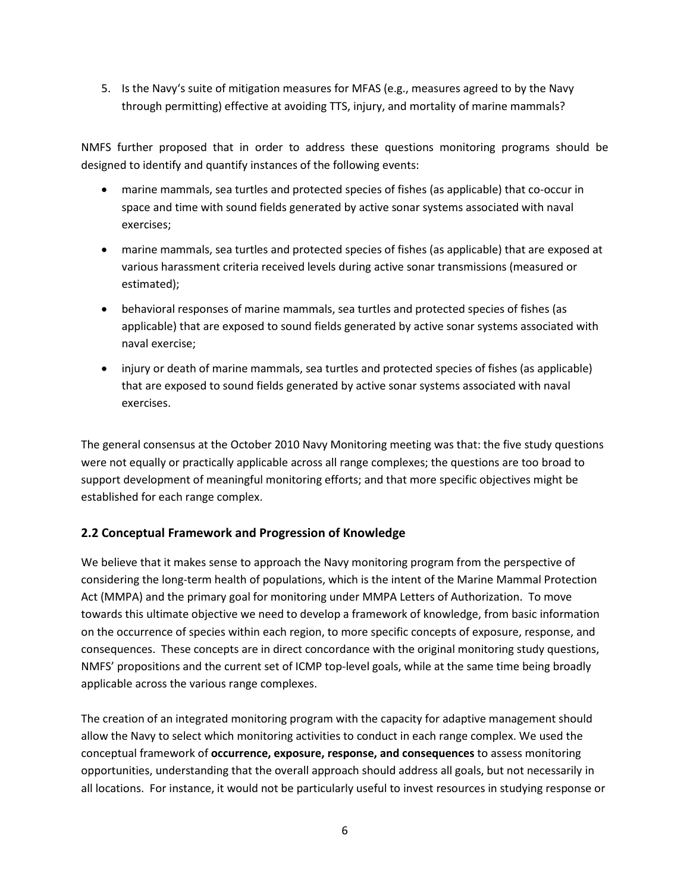5. Is the Navy's suite of mitigation measures for MFAS (e.g., measures agreed to by the Navy through permitting) effective at avoiding TTS, injury, and mortality of marine mammals?

NMFS further proposed that in order to address these questions monitoring programs should be designed to identify and quantify instances of the following events:

- marine mammals, sea turtles and protected species of fishes (as applicable) that co-occur in space and time with sound fields generated by active sonar systems associated with naval exercises;
- marine mammals, sea turtles and protected species of fishes (as applicable) that are exposed at various harassment criteria received levels during active sonar transmissions (measured or estimated);
- behavioral responses of marine mammals, sea turtles and protected species of fishes (as applicable) that are exposed to sound fields generated by active sonar systems associated with naval exercise;
- injury or death of marine mammals, sea turtles and protected species of fishes (as applicable) that are exposed to sound fields generated by active sonar systems associated with naval exercises.

The general consensus at the October 2010 Navy Monitoring meeting was that: the five study questions were not equally or practically applicable across all range complexes; the questions are too broad to support development of meaningful monitoring efforts; and that more specific objectives might be established for each range complex.

## 2.2 Conceptual Framework and Progression of Knowledge

We believe that it makes sense to approach the Navy monitoring program from the perspective of considering the long-term health of populations, which is the intent of the Marine Mammal Protection Act (MMPA) and the primary goal for monitoring under MMPA Letters of Authorization. To move towards this ultimate objective we need to develop a framework of knowledge, from basic information on the occurrence of species within each region, to more specific concepts of exposure, response, and consequences. These concepts are in direct concordance with the original monitoring study questions, NMFS' propositions and the current set of ICMP top-level goals, while at the same time being broadly applicable across the various range complexes.

The creation of an integrated monitoring program with the capacity for adaptive management should allow the Navy to select which monitoring activities to conduct in each range complex. We used the conceptual framework of **occurrence, exposure, response, and consequences** to assess monitoring opportunities, understanding that the overall approach should address all goals, but not necessarily in all locations. For instance, it would not be particularly useful to invest resources in studying response or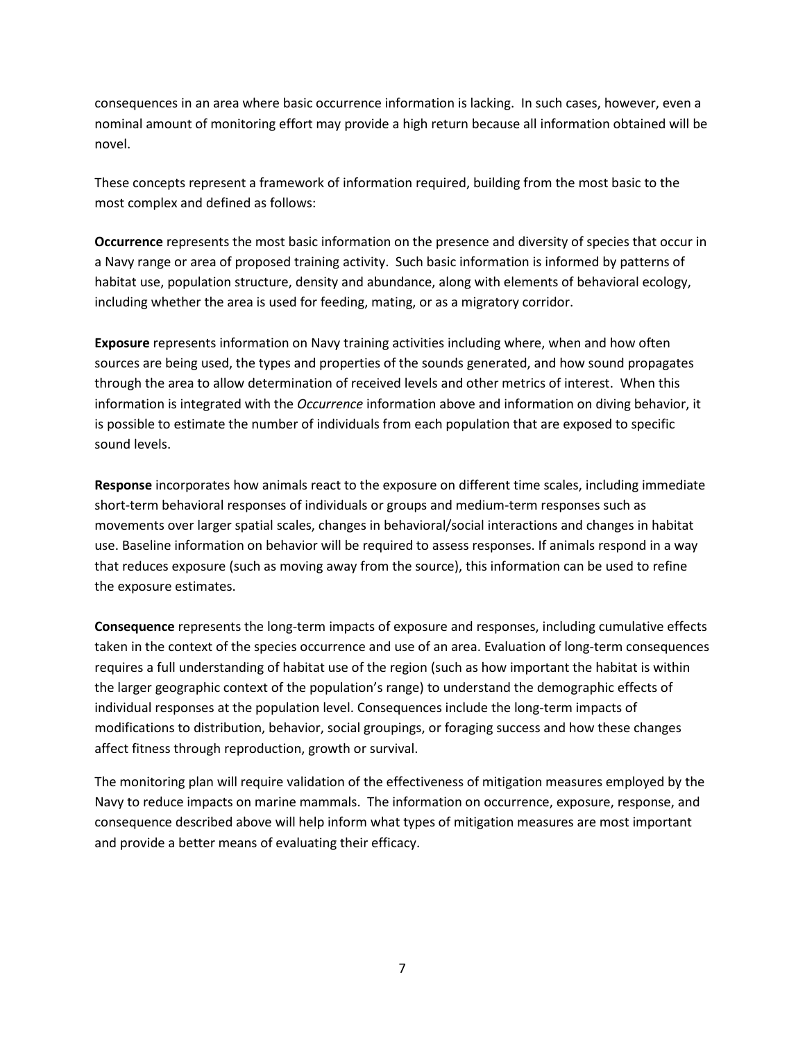consequences in an area where basic occurrence information is lacking. In such cases, however, even a nominal amount of monitoring effort may provide a high return because all information obtained will be novel.

These concepts represent a framework of information required, building from the most basic to the most complex and defined as follows:

**Occurrence** represents the most basic information on the presence and diversity of species that occur in a Navy range or area of proposed training activity. Such basic information is informed by patterns of habitat use, population structure, density and abundance, along with elements of behavioral ecology, including whether the area is used for feeding, mating, or as a migratory corridor.

**Exposure** represents information on Navy training activities including where, when and how often sources are being used, the types and properties of the sounds generated, and how sound propagates through the area to allow determination of received levels and other metrics of interest. When this information is integrated with the *Occurrence* information above and information on diving behavior, it is possible to estimate the number of individuals from each population that are exposed to specific sound levels.

**Response** incorporates how animals react to the exposure on different time scales, including immediate short-term behavioral responses of individuals or groups and medium-term responses such as movements over larger spatial scales, changes in behavioral/social interactions and changes in habitat use. Baseline information on behavior will be required to assess responses. If animals respond in a way that reduces exposure (such as moving away from the source), this information can be used to refine the exposure estimates.

**Consequence** represents the long-term impacts of exposure and responses, including cumulative effects taken in the context of the species occurrence and use of an area. Evaluation of long-term consequences requires a full understanding of habitat use of the region (such as how important the habitat is within the larger geographic context of the population's range) to understand the demographic effects of individual responses at the population level. Consequences include the long-term impacts of modifications to distribution, behavior, social groupings, or foraging success and how these changes affect fitness through reproduction, growth or survival.

The monitoring plan will require validation of the effectiveness of mitigation measures employed by the Navy to reduce impacts on marine mammals. The information on occurrence, exposure, response, and consequence described above will help inform what types of mitigation measures are most important and provide a better means of evaluating their efficacy.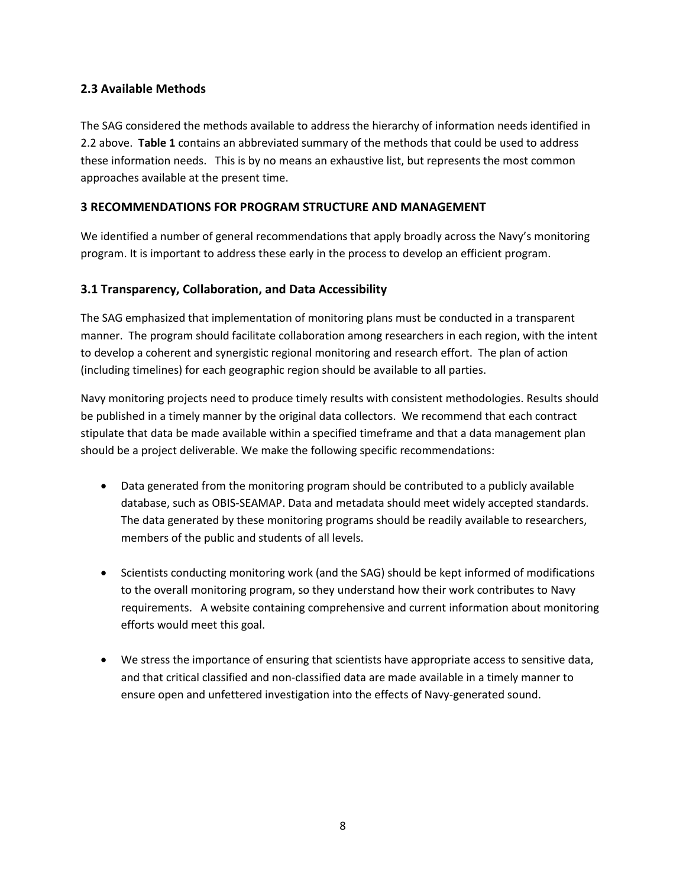## 2.3 Available Methods

The SAG considered the methods available to address the hierarchy of information needs identified in 2.2 above. **Table 1** contains an abbreviated summary of the methods that could be used to address these information needs. This is by no means an exhaustive list, but represents the most common approaches available at the present time.

# 3 RECOMMENDATIONS FOR PROGRAM STRUCTURE AND MANAGEMENT

We identified a number of general recommendations that apply broadly across the Navy's monitoring program. It is important to address these early in the process to develop an efficient program.

## 3.1 Transparency, Collaboration, and Data Accessibility

The SAG emphasized that implementation of monitoring plans must be conducted in a transparent manner. The program should facilitate collaboration among researchers in each region, with the intent to develop a coherent and synergistic regional monitoring and research effort. The plan of action (including timelines) for each geographic region should be available to all parties.

Navy monitoring projects need to produce timely results with consistent methodologies. Results should be published in a timely manner by the original data collectors. We recommend that each contract stipulate that data be made available within a specified timeframe and that a data management plan should be a project deliverable. We make the following specific recommendations:

- Data generated from the monitoring program should be contributed to a publicly available database, such as OBIS-SEAMAP. Data and metadata should meet widely accepted standards. The data generated by these monitoring programs should be readily available to researchers, members of the public and students of all levels.

- Scientists conducting monitoring work (and the SAG) should be kept informed of modifications to the overall monitoring program, so they understand how their work contributes to Navy requirements. A website containing comprehensive and current information about monitoring efforts would meet this goal.

- We stress the importance of ensuring that scientists have appropriate access to sensitive data, and that critical classified and non-classified data are made available in a timely manner to ensure open and unfettered investigation into the effects of Navy-generated sound.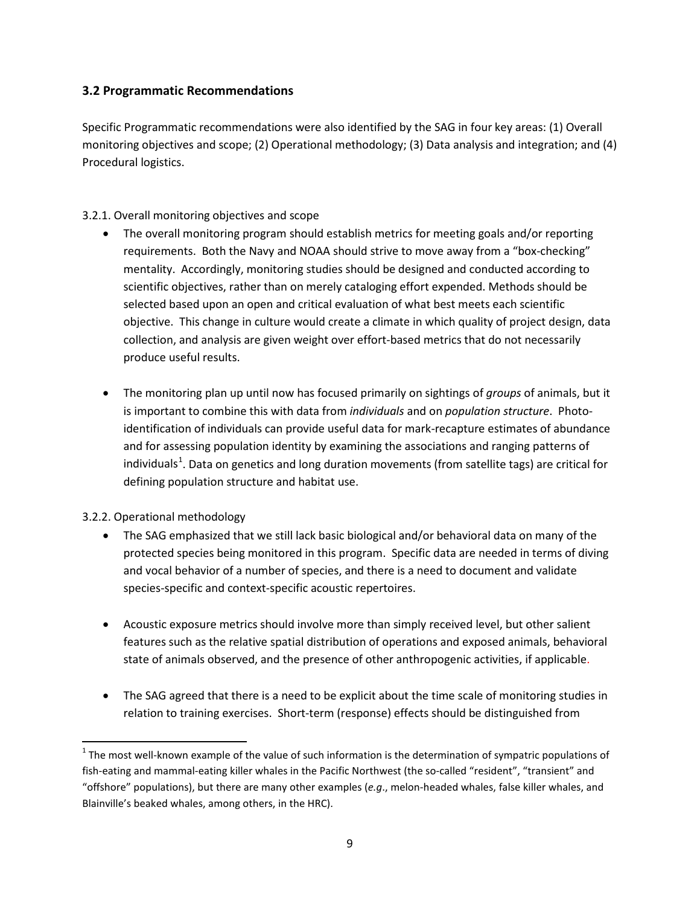## 3.2 Programmatic Recommendations

Specific Programmatic recommendations were also identified by the SAG in four key areas: (1) Overall monitoring objectives and scope; (2) Operational methodology; (3) Data analysis and integration; and (4) Procedural logistics.

3.2.1. Overall monitoring objectives and scope

- The overall monitoring program should establish metrics for meeting goals and/or reporting requirements. Both the Navy and NOAA should strive to move away from a "box-checking" mentality. Accordingly, monitoring studies should be designed and conducted according to scientific objectives, rather than on merely cataloging effort expended. Methods should be selected based upon an open and critical evaluation of what best meets each scientific objective. This change in culture would create a climate in which quality of project design, data collection, and analysis are given weight over effort-based metrics that do not necessarily produce useful results.

- The monitoring plan up until now has focused primarily on sightings of *groups* of animals, but it is important to combine this with data from *individuals* and on *population structure*. Photo-identification of individuals can provide useful data for mark-recapture estimates of abundance and for assessing population identity by examining the associations and ranging patterns of individuals[1]. Data on genetics and long duration movements (from satellite tags) are critical for defining population structure and habitat use.

3.2.2. Operational methodology

- The SAG emphasized that we still lack basic biological and/or behavioral data on many of the protected species being monitored in this program. Specific data are needed in terms of diving and vocal behavior of a number of species, and there is a need to document and validate species-specific and context-specific acoustic repertoires.

- Acoustic exposure metrics should involve more than simply received level, but other salient features such as the relative spatial distribution of operations and exposed animals, behavioral state of animals observed, and the presence of other anthropogenic activities, if applicable.

- The SAG agreed that there is a need to be explicit about the time scale of monitoring studies in relation to training exercises. Short-term (response) effects should be distinguished from

[1] The most well-known example of the value of such information is the determination of sympatric populations of fish-eating and mammal-eating killer whales in the Pacific Northwest (the so-called "resident", "transient" and "offshore" populations), but there are many other examples (*e.g*., melon-headed whales, false killer whales, and Blainville's beaked whales, among others, in the HRC).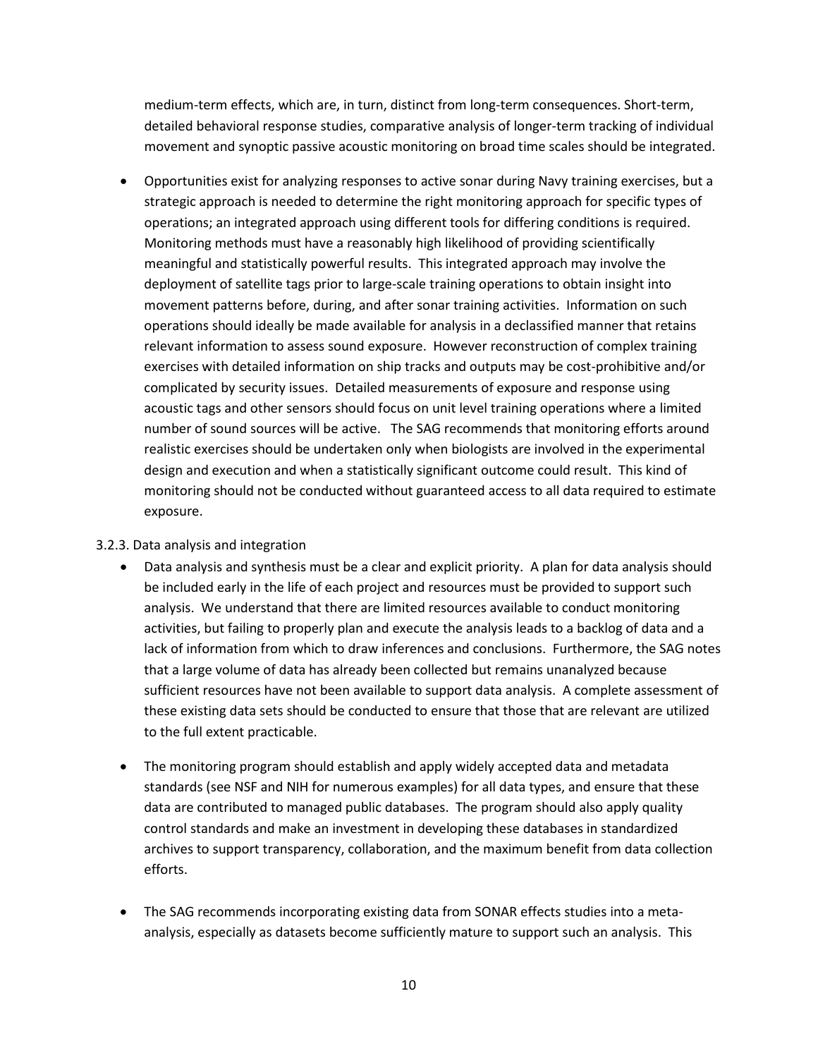medium-term effects, which are, in turn, distinct from long-term consequences. Short-term, detailed behavioral response studies, comparative analysis of longer-term tracking of individual movement and synoptic passive acoustic monitoring on broad time scales should be integrated.

- Opportunities exist for analyzing responses to active sonar during Navy training exercises, but a strategic approach is needed to determine the right monitoring approach for specific types of operations; an integrated approach using different tools for differing conditions is required. Monitoring methods must have a reasonably high likelihood of providing scientifically meaningful and statistically powerful results. This integrated approach may involve the deployment of satellite tags prior to large-scale training operations to obtain insight into movement patterns before, during, and after sonar training activities. Information on such operations should ideally be made available for analysis in a declassified manner that retains relevant information to assess sound exposure. However reconstruction of complex training exercises with detailed information on ship tracks and outputs may be cost-prohibitive and/or complicated by security issues. Detailed measurements of exposure and response using acoustic tags and other sensors should focus on unit level training operations where a limited number of sound sources will be active. The SAG recommends that monitoring efforts around realistic exercises should be undertaken only when biologists are involved in the experimental design and execution and when a statistically significant outcome could result. This kind of monitoring should not be conducted without guaranteed access to all data required to estimate exposure.

3.2.3. Data analysis and integration

- Data analysis and synthesis must be a clear and explicit priority. A plan for data analysis should be included early in the life of each project and resources must be provided to support such analysis. We understand that there are limited resources available to conduct monitoring activities, but failing to properly plan and execute the analysis leads to a backlog of data and a lack of information from which to draw inferences and conclusions. Furthermore, the SAG notes that a large volume of data has already been collected but remains unanalyzed because sufficient resources have not been available to support data analysis. A complete assessment of these existing data sets should be conducted to ensure that those that are relevant are utilized to the full extent practicable.

- The monitoring program should establish and apply widely accepted data and metadata standards (see NSF and NIH for numerous examples) for all data types, and ensure that these data are contributed to managed public databases. The program should also apply quality control standards and make an investment in developing these databases in standardized archives to support transparency, collaboration, and the maximum benefit from data collection efforts.

- The SAG recommends incorporating existing data from SONAR effects studies into a meta-analysis, especially as datasets become sufficiently mature to support such an analysis. This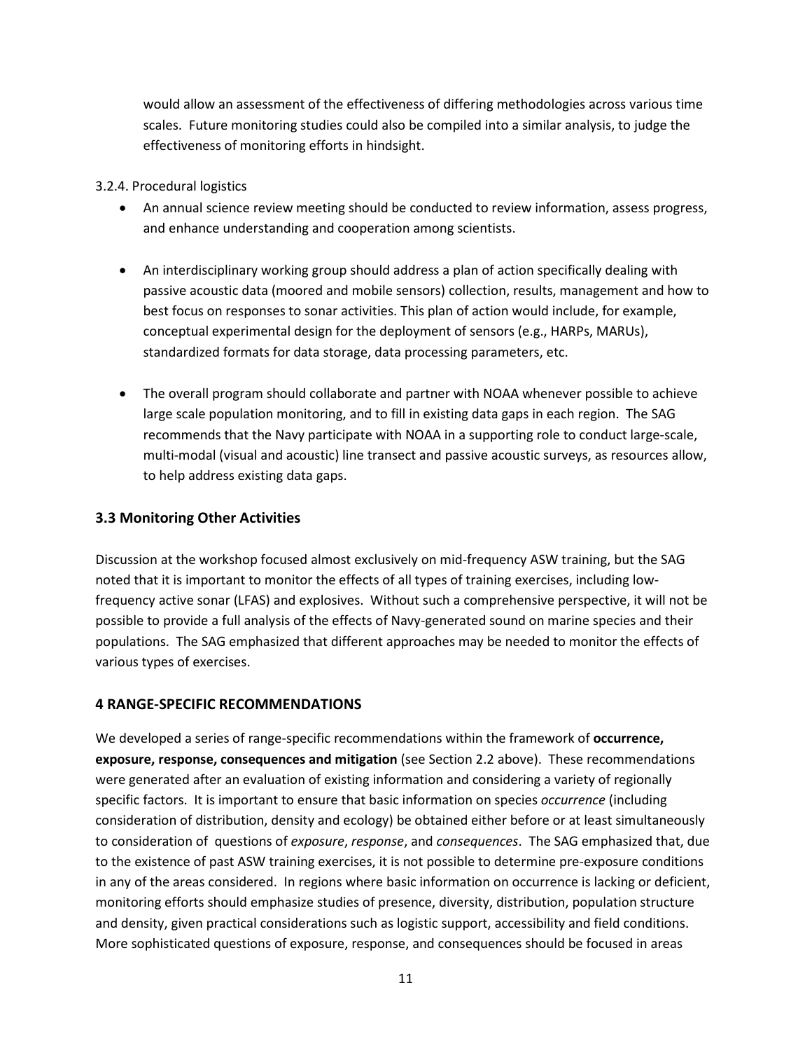would allow an assessment of the effectiveness of differing methodologies across various time scales. Future monitoring studies could also be compiled into a similar analysis, to judge the effectiveness of monitoring efforts in hindsight.

3.2.4. Procedural logistics

- An annual science review meeting should be conducted to review information, assess progress, and enhance understanding and cooperation among scientists.
- An interdisciplinary working group should address a plan of action specifically dealing with passive acoustic data (moored and mobile sensors) collection, results, management and how to best focus on responses to sonar activities. This plan of action would include, for example, conceptual experimental design for the deployment of sensors (e.g., HARPs, MARUs), standardized formats for data storage, data processing parameters, etc.
- The overall program should collaborate and partner with NOAA whenever possible to achieve large scale population monitoring, and to fill in existing data gaps in each region. The SAG recommends that the Navy participate with NOAA in a supporting role to conduct large-scale, multi-modal (visual and acoustic) line transect and passive acoustic surveys, as resources allow, to help address existing data gaps.

### 3.3 Monitoring Other Activities

Discussion at the workshop focused almost exclusively on mid-frequency ASW training, but the SAG noted that it is important to monitor the effects of all types of training exercises, including low-frequency active sonar (LFAS) and explosives. Without such a comprehensive perspective, it will not be possible to provide a full analysis of the effects of Navy-generated sound on marine species and their populations. The SAG emphasized that different approaches may be needed to monitor the effects of various types of exercises.

## 4 RANGE-SPECIFIC RECOMMENDATIONS

We developed a series of range-specific recommendations within the framework of **occurrence, exposure, response, consequences and mitigation** (see Section 2.2 above). These recommendations were generated after an evaluation of existing information and considering a variety of regionally specific factors. It is important to ensure that basic information on species *occurrence* (including consideration of distribution, density and ecology) be obtained either before or at least simultaneously to consideration of questions of *exposure*, *response*, and *consequences*. The SAG emphasized that, due to the existence of past ASW training exercises, it is not possible to determine pre-exposure conditions in any of the areas considered. In regions where basic information on occurrence is lacking or deficient, monitoring efforts should emphasize studies of presence, diversity, distribution, population structure and density, given practical considerations such as logistic support, accessibility and field conditions. More sophisticated questions of exposure, response, and consequences should be focused in areas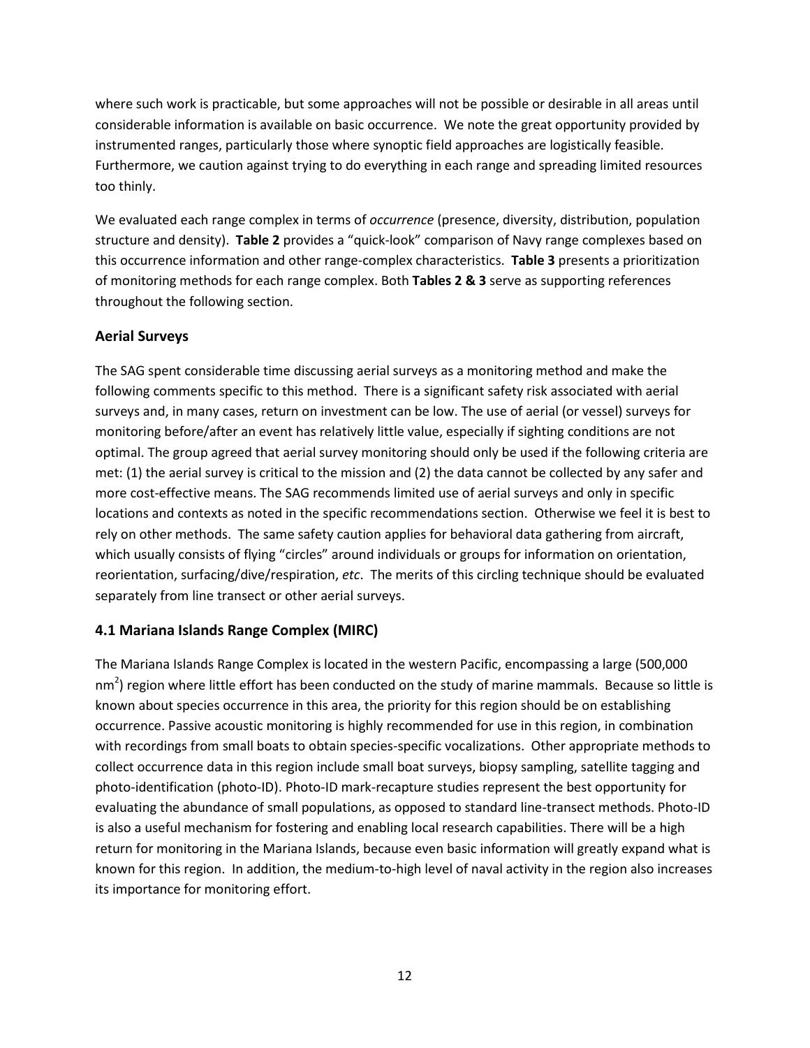where such work is practicable, but some approaches will not be possible or desirable in all areas until considerable information is available on basic occurrence. We note the great opportunity provided by instrumented ranges, particularly those where synoptic field approaches are logistically feasible. Furthermore, we caution against trying to do everything in each range and spreading limited resources too thinly.

We evaluated each range complex in terms of *occurrence* (presence, diversity, distribution, population structure and density). **Table 2** provides a "quick-look" comparison of Navy range complexes based on this occurrence information and other range-complex characteristics. **Table 3** presents a prioritization of monitoring methods for each range complex. Both **Tables 2 & 3** serve as supporting references throughout the following section.

### Aerial Surveys

The SAG spent considerable time discussing aerial surveys as a monitoring method and make the following comments specific to this method. There is a significant safety risk associated with aerial surveys and, in many cases, return on investment can be low. The use of aerial (or vessel) surveys for monitoring before/after an event has relatively little value, especially if sighting conditions are not optimal. The group agreed that aerial survey monitoring should only be used if the following criteria are met: (1) the aerial survey is critical to the mission and (2) the data cannot be collected by any safer and more cost-effective means. The SAG recommends limited use of aerial surveys and only in specific locations and contexts as noted in the specific recommendations section. Otherwise we feel it is best to rely on other methods. The same safety caution applies for behavioral data gathering from aircraft, which usually consists of flying "circles" around individuals or groups for information on orientation, reorientation, surfacing/dive/respiration, *etc*. The merits of this circling technique should be evaluated separately from line transect or other aerial surveys.

### 4.1 Mariana Islands Range Complex (MIRC)

The Mariana Islands Range Complex is located in the western Pacific, encompassing a large (500,000 $nm^2$) region where little effort has been conducted on the study of marine mammals. Because so little is known about species occurrence in this area, the priority for this region should be on establishing occurrence. Passive acoustic monitoring is highly recommended for use in this region, in combination with recordings from small boats to obtain species-specific vocalizations. Other appropriate methods to collect occurrence data in this region include small boat surveys, biopsy sampling, satellite tagging and photo-identification (photo-ID). Photo-ID mark-recapture studies represent the best opportunity for evaluating the abundance of small populations, as opposed to standard line-transect methods. Photo-ID is also a useful mechanism for fostering and enabling local research capabilities. There will be a high return for monitoring in the Mariana Islands, because even basic information will greatly expand what is known for this region. In addition, the medium-to-high level of naval activity in the region also increases its importance for monitoring effort.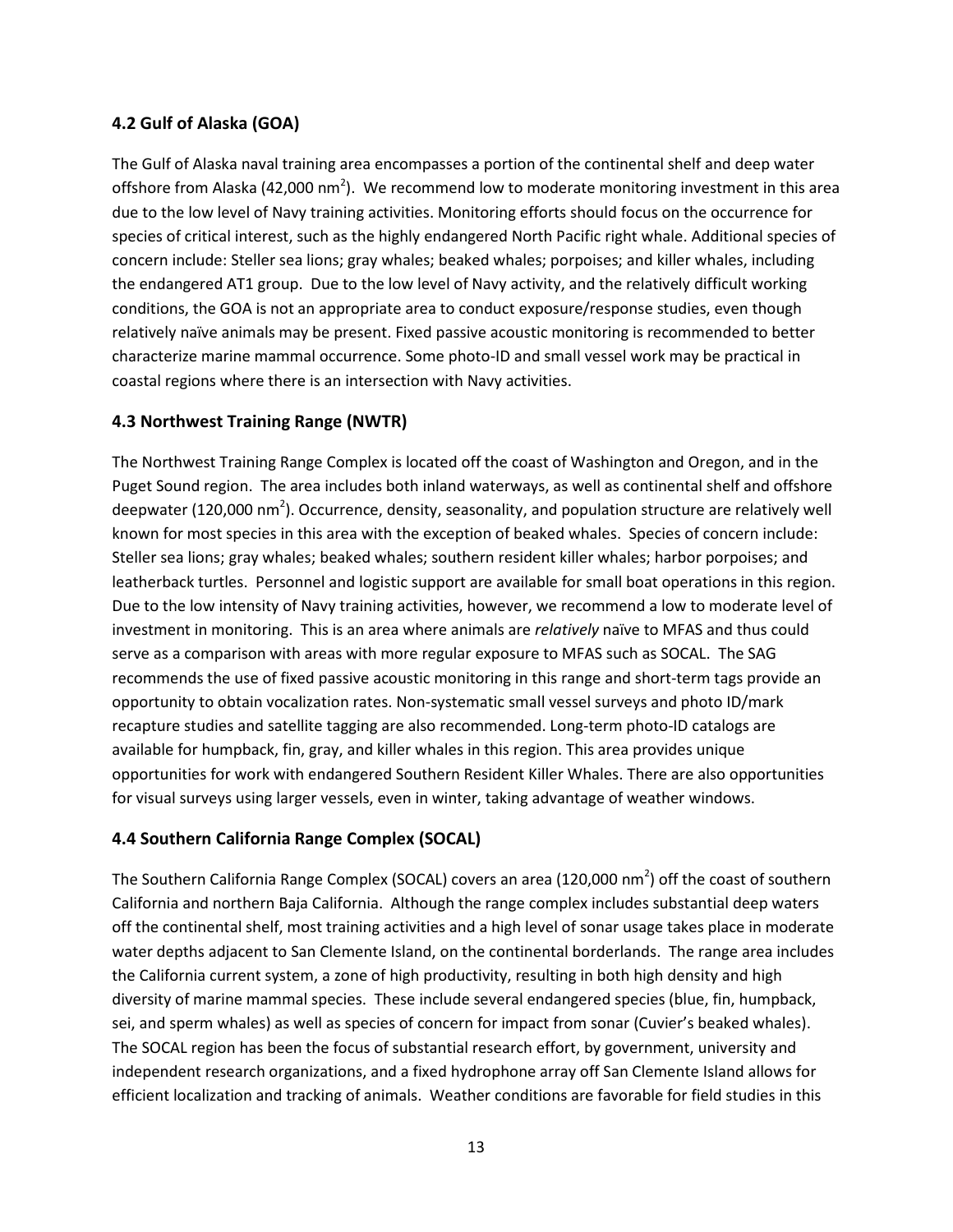## 4.2 Gulf of Alaska (GOA)

The Gulf of Alaska naval training area encompasses a portion of the continental shelf and deep water offshore from Alaska (42,000 nm$^2$). We recommend low to moderate monitoring investment in this area due to the low level of Navy training activities. Monitoring efforts should focus on the occurrence for species of critical interest, such as the highly endangered North Pacific right whale. Additional species of concern include: Steller sea lions; gray whales; beaked whales; porpoises; and killer whales, including the endangered AT1 group. Due to the low level of Navy activity, and the relatively difficult working conditions, the GOA is not an appropriate area to conduct exposure/response studies, even though relatively naïve animals may be present. Fixed passive acoustic monitoring is recommended to better characterize marine mammal occurrence. Some photo-ID and small vessel work may be practical in coastal regions where there is an intersection with Navy activities.

## 4.3 Northwest Training Range (NWTR)

The Northwest Training Range Complex is located off the coast of Washington and Oregon, and in the Puget Sound region. The area includes both inland waterways, as well as continental shelf and offshore deepwater (120,000 nm$^2$). Occurrence, density, seasonality, and population structure are relatively well known for most species in this area with the exception of beaked whales. Species of concern include: Steller sea lions; gray whales; beaked whales; southern resident killer whales; harbor porpoises; and leatherback turtles. Personnel and logistic support are available for small boat operations in this region. Due to the low intensity of Navy training activities, however, we recommend a low to moderate level of investment in monitoring. This is an area where animals are *relatively* naïve to MFAS and thus could serve as a comparison with areas with more regular exposure to MFAS such as SOCAL. The SAG recommends the use of fixed passive acoustic monitoring in this range and short-term tags provide an opportunity to obtain vocalization rates. Non-systematic small vessel surveys and photo ID/mark recapture studies and satellite tagging are also recommended. Long-term photo-ID catalogs are available for humpback, fin, gray, and killer whales in this region. This area provides unique opportunities for work with endangered Southern Resident Killer Whales. There are also opportunities for visual surveys using larger vessels, even in winter, taking advantage of weather windows.

## 4.4 Southern California Range Complex (SOCAL)

The Southern California Range Complex (SOCAL) covers an area (120,000 nm$^2$) off the coast of southern California and northern Baja California. Although the range complex includes substantial deep waters off the continental shelf, most training activities and a high level of sonar usage takes place in moderate water depths adjacent to San Clemente Island, on the continental borderlands. The range area includes the California current system, a zone of high productivity, resulting in both high density and high diversity of marine mammal species. These include several endangered species (blue, fin, humpback, sei, and sperm whales) as well as species of concern for impact from sonar (Cuvier's beaked whales). The SOCAL region has been the focus of substantial research effort, by government, university and independent research organizations, and a fixed hydrophone array off San Clemente Island allows for efficient localization and tracking of animals. Weather conditions are favorable for field studies in this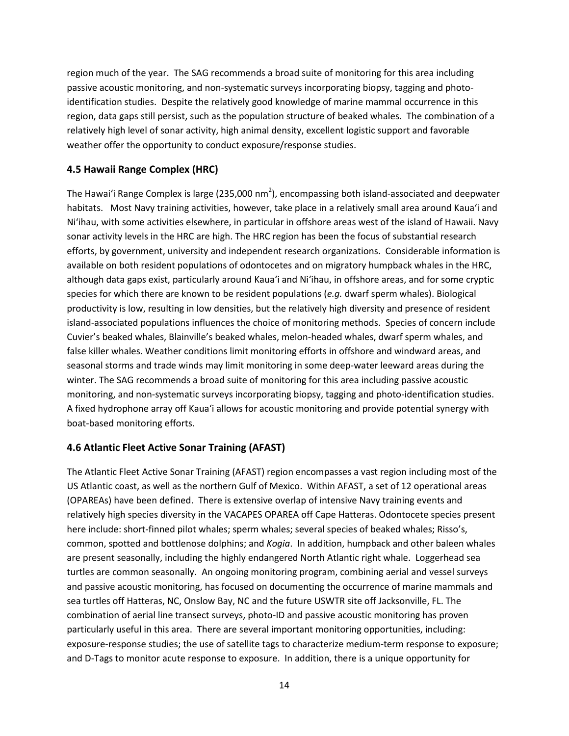region much of the year. The SAG recommends a broad suite of monitoring for this area including passive acoustic monitoring, and non-systematic surveys incorporating biopsy, tagging and photo-identification studies. Despite the relatively good knowledge of marine mammal occurrence in this region, data gaps still persist, such as the population structure of beaked whales. The combination of a relatively high level of sonar activity, high animal density, excellent logistic support and favorable weather offer the opportunity to conduct exposure/response studies.

### 4.5 Hawaii Range Complex (HRC)

The Hawai'i Range Complex is large (235,000 $nm^2$), encompassing both island-associated and deepwater habitats. Most Navy training activities, however, take place in a relatively small area around Kaua'i and Ni'ihau, with some activities elsewhere, in particular in offshore areas west of the island of Hawaii. Navy sonar activity levels in the HRC are high. The HRC region has been the focus of substantial research efforts, by government, university and independent research organizations. Considerable information is available on both resident populations of odontocetes and on migratory humpback whales in the HRC, although data gaps exist, particularly around Kaua'i and Ni'ihau, in offshore areas, and for some cryptic species for which there are known to be resident populations (*e.g.* dwarf sperm whales). Biological productivity is low, resulting in low densities, but the relatively high diversity and presence of resident island-associated populations influences the choice of monitoring methods. Species of concern include Cuvier's beaked whales, Blainville's beaked whales, melon-headed whales, dwarf sperm whales, and false killer whales. Weather conditions limit monitoring efforts in offshore and windward areas, and seasonal storms and trade winds may limit monitoring in some deep-water leeward areas during the winter. The SAG recommends a broad suite of monitoring for this area including passive acoustic monitoring, and non-systematic surveys incorporating biopsy, tagging and photo-identification studies. A fixed hydrophone array off Kaua'i allows for acoustic monitoring and provide potential synergy with boat-based monitoring efforts.

### 4.6 Atlantic Fleet Active Sonar Training (AFAST)

The Atlantic Fleet Active Sonar Training (AFAST) region encompasses a vast region including most of the US Atlantic coast, as well as the northern Gulf of Mexico. Within AFAST, a set of 12 operational areas (OPAREAs) have been defined. There is extensive overlap of intensive Navy training events and relatively high species diversity in the VACAPES OPAREA off Cape Hatteras. Odontocete species present here include: short-finned pilot whales; sperm whales; several species of beaked whales; Risso's, common, spotted and bottlenose dolphins; and *Kogia*. In addition, humpback and other baleen whales are present seasonally, including the highly endangered North Atlantic right whale. Loggerhead sea turtles are common seasonally. An ongoing monitoring program, combining aerial and vessel surveys and passive acoustic monitoring, has focused on documenting the occurrence of marine mammals and sea turtles off Hatteras, NC, Onslow Bay, NC and the future USWTR site off Jacksonville, FL. The combination of aerial line transect surveys, photo-ID and passive acoustic monitoring has proven particularly useful in this area. There are several important monitoring opportunities, including: exposure-response studies; the use of satellite tags to characterize medium-term response to exposure; and D-Tags to monitor acute response to exposure. In addition, there is a unique opportunity for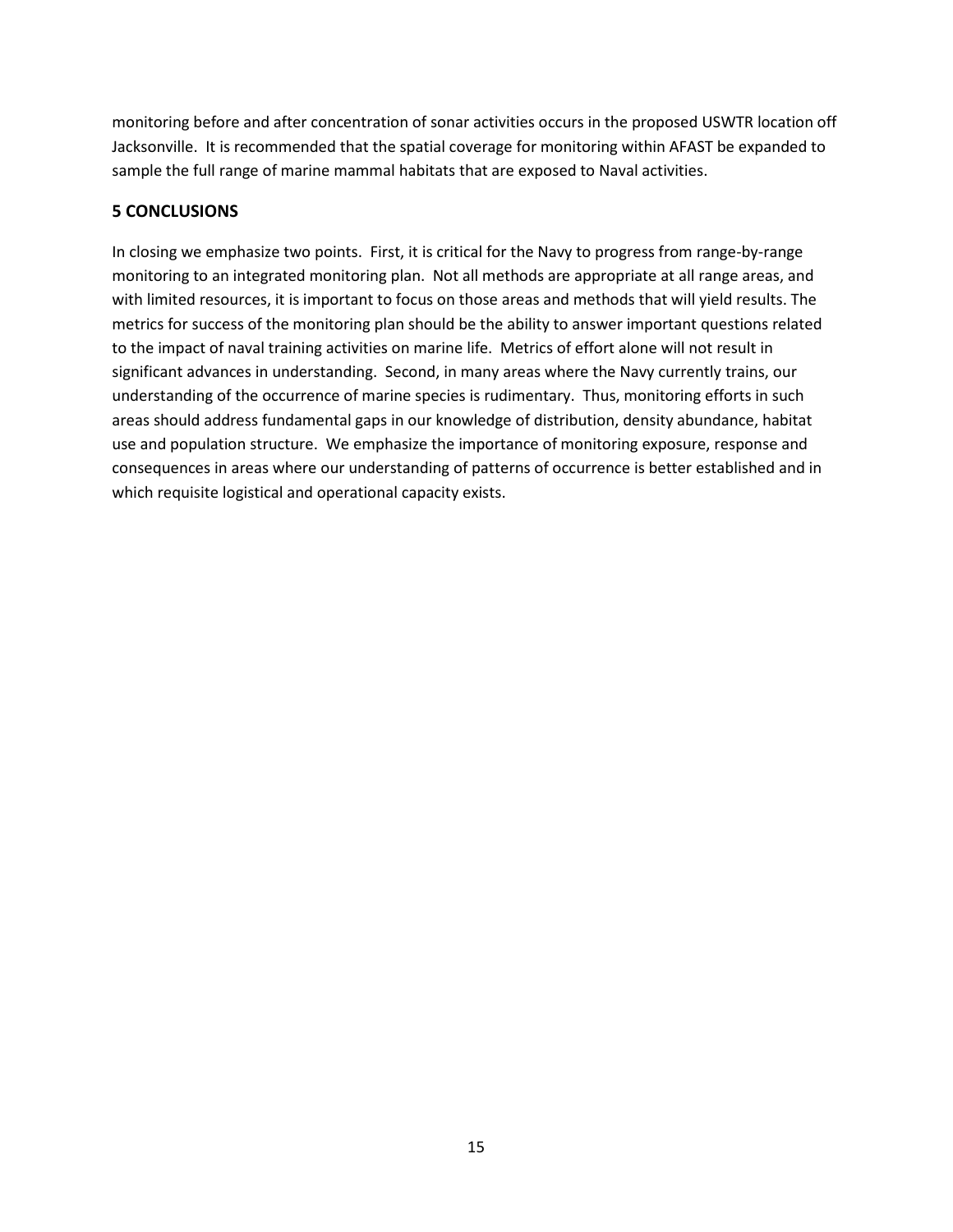monitoring before and after concentration of sonar activities occurs in the proposed USWTR location off Jacksonville. It is recommended that the spatial coverage for monitoring within AFAST be expanded to sample the full range of marine mammal habitats that are exposed to Naval activities.

## 5 CONCLUSIONS

In closing we emphasize two points. First, it is critical for the Navy to progress from range-by-range monitoring to an integrated monitoring plan. Not all methods are appropriate at all range areas, and with limited resources, it is important to focus on those areas and methods that will yield results. The metrics for success of the monitoring plan should be the ability to answer important questions related to the impact of naval training activities on marine life. Metrics of effort alone will not result in significant advances in understanding. Second, in many areas where the Navy currently trains, our understanding of the occurrence of marine species is rudimentary. Thus, monitoring efforts in such areas should address fundamental gaps in our knowledge of distribution, density abundance, habitat use and population structure. We emphasize the importance of monitoring exposure, response and consequences in areas where our understanding of patterns of occurrence is better established and in which requisite logistical and operational capacity exists.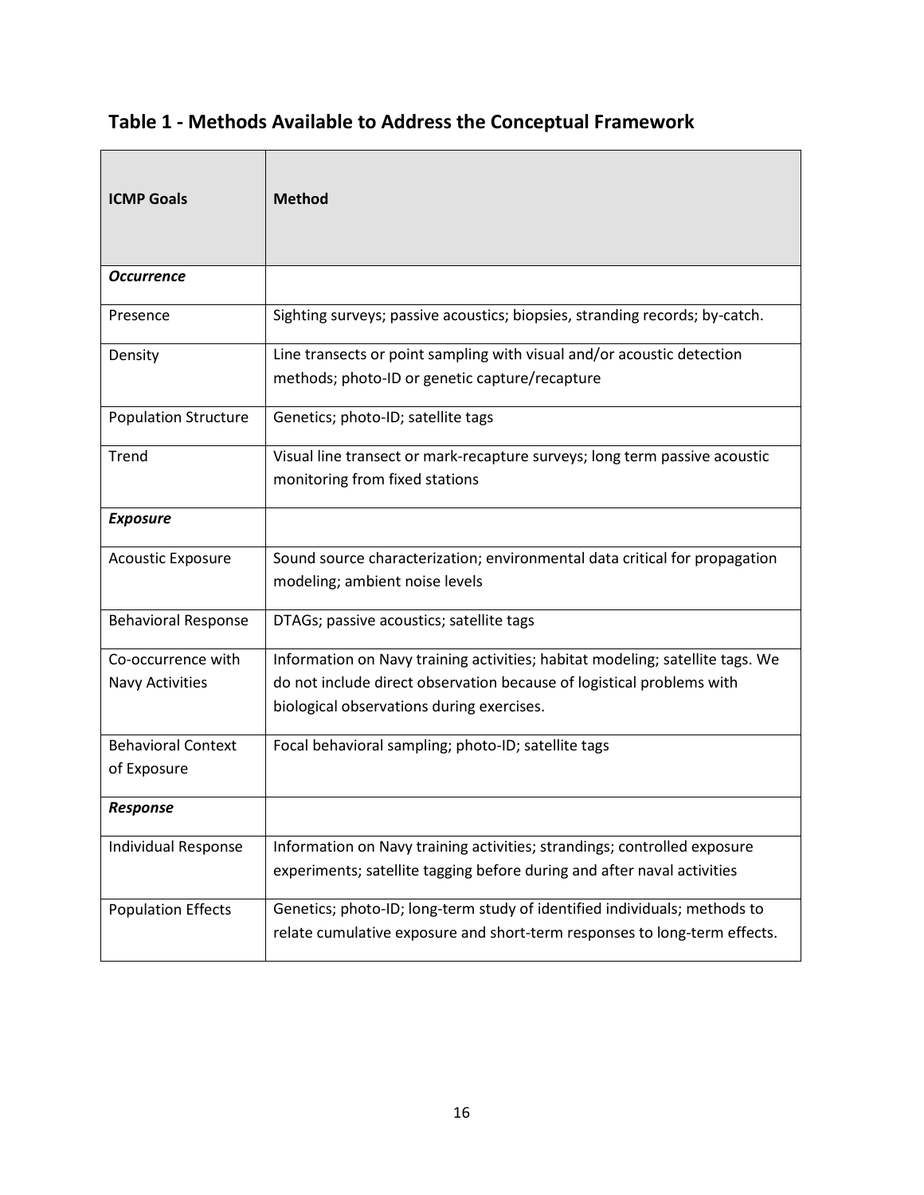## Table 1 - Methods Available to Address the Conceptual Framework

| ICMP Goals | Method |
|---|---|
| ***Occurrence*** | |
| Presence | Sighting surveys; passive acoustics; biopsies, stranding records; by-catch. |
| Density | Line transects or point sampling with visual and/or acoustic detection methods; photo-ID or genetic capture/recapture |
| Population Structure | Genetics; photo-ID; satellite tags |
| Trend | Visual line transect or mark-recapture surveys; long term passive acoustic monitoring from fixed stations |
| ***Exposure*** | |
| Acoustic Exposure | Sound source characterization; environmental data critical for propagation modeling; ambient noise levels |
| Behavioral Response | DTAGs; passive acoustics; satellite tags |
| Co-occurrence with Navy Activities | Information on Navy training activities; habitat modeling; satellite tags. We do not include direct observation because of logistical problems with biological observations during exercises. |
| Behavioral Context of Exposure | Focal behavioral sampling; photo-ID; satellite tags |
| ***Response*** | |
| Individual Response | Information on Navy training activities; strandings; controlled exposure experiments; satellite tagging before during and after naval activities |
| Population Effects | Genetics; photo-ID; long-term study of identified individuals; methods to relate cumulative exposure and short-term responses to long-term effects. |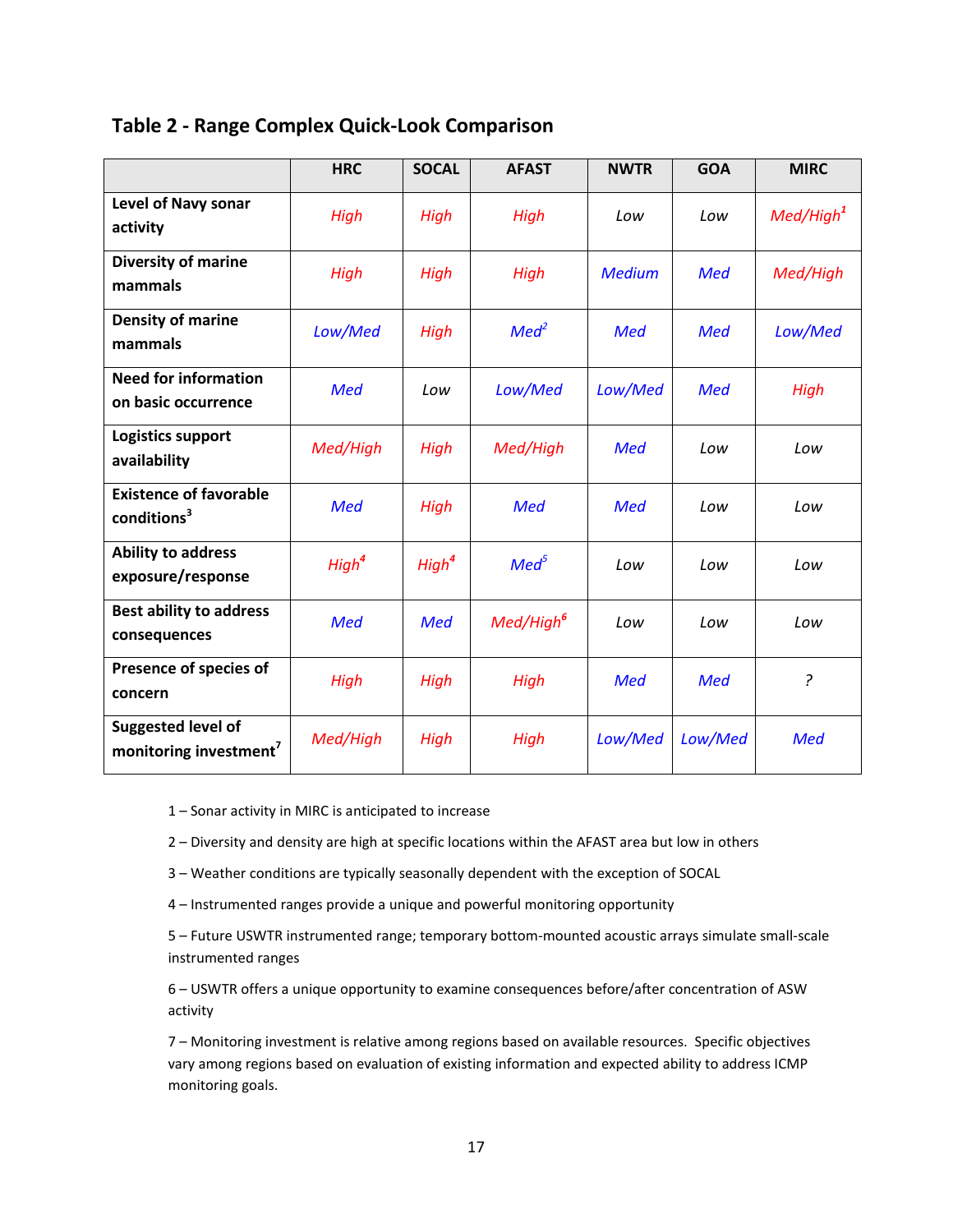## Table 2 - Range Complex Quick-Look Comparison

| | HRC | SOCAL | AFAST | NWTR | GOA | MIRC |
|---|---|---|---|---|---|---|
| **Level of Navy sonar activity** | *High* | *High* | *High* | *Low* | *Low* | *Med/High*[1] |
| **Diversity of marine mammals** | *High* | *High* | *High* | *Medium* | *Med* | *Med/High* |
| **Density of marine mammals** | *Low/Med* | *High* | *Med*[2] | *Med* | *Med* | *Low/Med* |
| **Need for information on basic occurrence** | *Med* | *Low* | *Low/Med* | *Low/Med* | *Med* | *High* |
| **Logistics support availability** | *Med/High* | *High* | *Med/High* | *Med* | *Low* | *Low* |
| **Existence of favorable conditions**[3] | *Med* | *High* | *Med* | *Med* | *Low* | *Low* |
| **Ability to address exposure/response** | *High*[4] | *High*[4] | *Med*[5] | *Low* | *Low* | *Low* |
| **Best ability to address consequences** | *Med* | *Med* | *Med/High*[6] | *Low* | *Low* | *Low* |
| **Presence of species of concern** | *High* | *High* | *High* | *Med* | *Med* | *?* |
| **Suggested level of monitoring investment**[7] | *Med/High* | *High* | *High* | *Low/Med* | *Low/Med* | *Med* |

1 – Sonar activity in MIRC is anticipated to increase

2 – Diversity and density are high at specific locations within the AFAST area but low in others

3 – Weather conditions are typically seasonally dependent with the exception of SOCAL

4 – Instrumented ranges provide a unique and powerful monitoring opportunity

5 – Future USWTR instrumented range; temporary bottom-mounted acoustic arrays simulate small-scale instrumented ranges

6 – USWTR offers a unique opportunity to examine consequences before/after concentration of ASW activity

7 – Monitoring investment is relative among regions based on available resources. Specific objectives vary among regions based on evaluation of existing information and expected ability to address ICMP monitoring goals.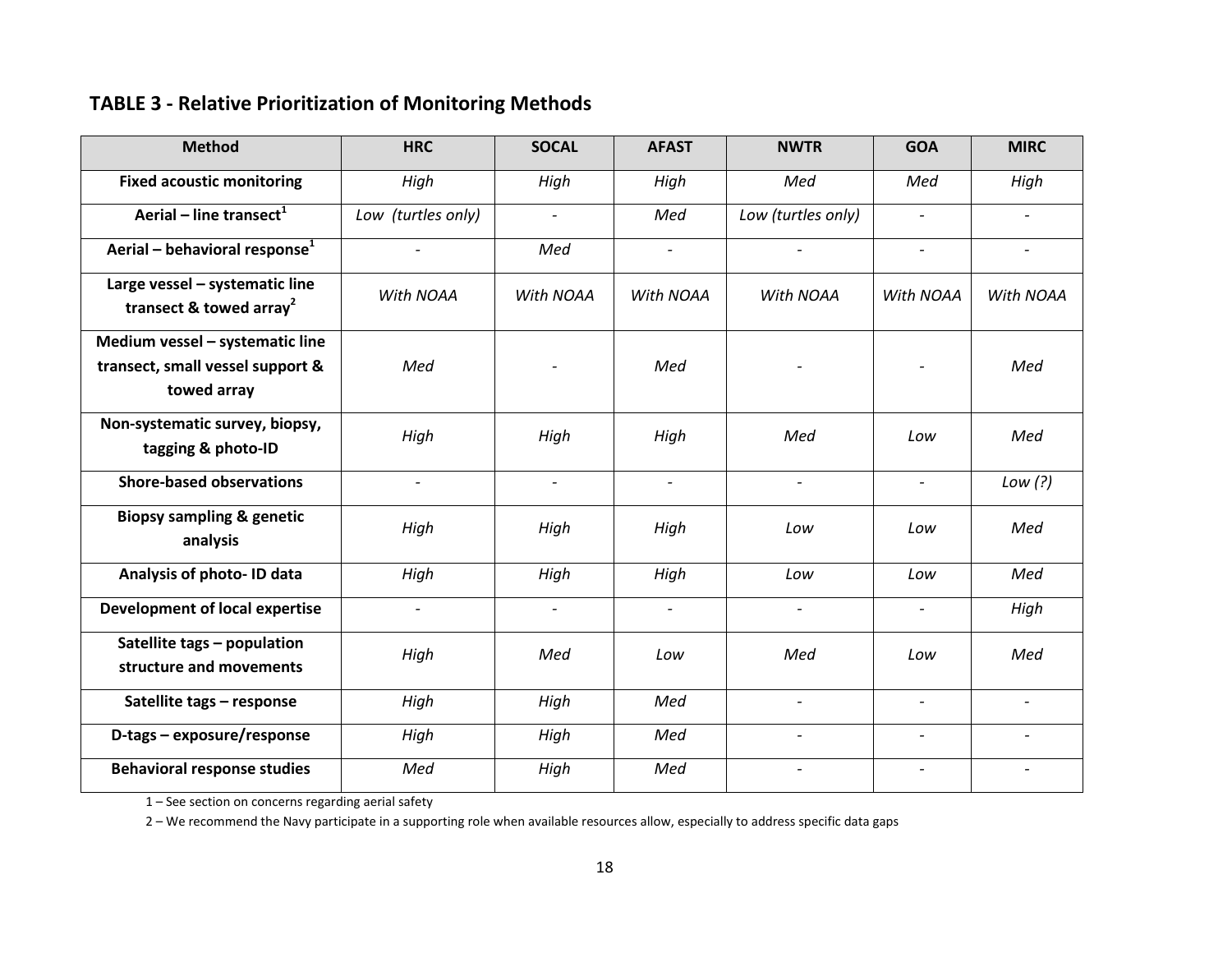## TABLE 3 - Relative Prioritization of Monitoring Methods

| Method | HRC | SOCAL | AFAST | NWTR | GOA | MIRC |
|---|---|---|---|---|---|---|
| **Fixed acoustic monitoring** | *High* | *High* | *High* | *Med* | *Med* | *High* |
| **Aerial – line transect[1]** | *Low (turtles only)* | - | *Med* | *Low (turtles only)* | - | - |
| **Aerial – behavioral response[1]** | - | *Med* | - | - | - | - |
| **Large vessel – systematic line transect & towed array[2]** | *With NOAA* | *With NOAA* | *With NOAA* | *With NOAA* | *With NOAA* | *With NOAA* |
| **Medium vessel – systematic line transect, small vessel support & towed array** | *Med* | - | *Med* | - | - | *Med* |
| **Non-systematic survey, biopsy, tagging & photo-ID** | *High* | *High* | *High* | *Med* | *Low* | *Med* |
| **Shore-based observations** | - | - | - | - | - | *Low (?)* |
| **Biopsy sampling & genetic analysis** | *High* | *High* | *High* | *Low* | *Low* | *Med* |
| **Analysis of photo- ID data** | *High* | *High* | *High* | *Low* | *Low* | *Med* |
| **Development of local expertise** | - | - | - | - | - | *High* |
| **Satellite tags – population structure and movements** | *High* | *Med* | *Low* | *Med* | *Low* | *Med* |
| **Satellite tags – response** | *High* | *High* | *Med* | - | - | - |
| **D-tags – exposure/response** | *High* | *High* | *Med* | - | - | - |
| **Behavioral response studies** | *Med* | *High* | *Med* | - | - | - |

1 – See section on concerns regarding aerial safety

2 – We recommend the Navy participate in a supporting role when available resources allow, especially to address specific data gaps